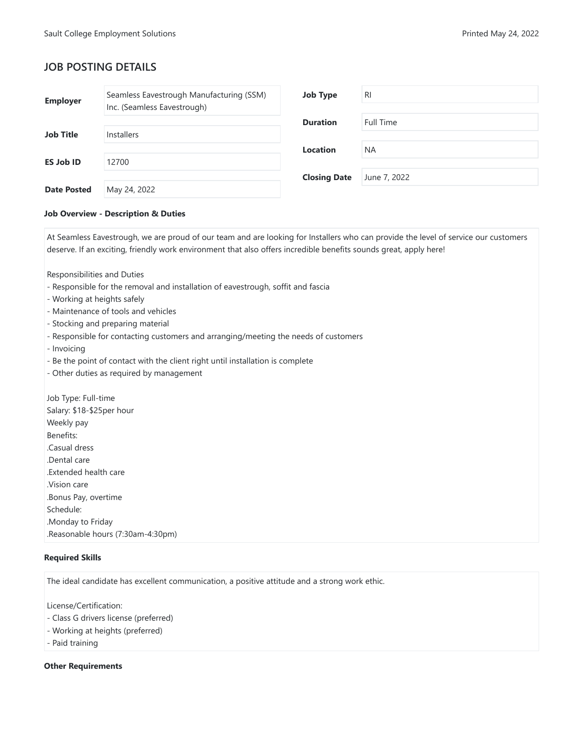# JOB POSTING DETAILS

| | | | |
|---|---|---|---|
| **Employer** | Seamless Eavestrough Manufacturing (SSM) Inc. (Seamless Eavestrough) | **Job Type** | RI |
| **Job Title** | Installers | **Duration** | Full Time |
| **ES Job ID** | 12700 | **Location** | NA |
| **Date Posted** | May 24, 2022 | **Closing Date** | June 7, 2022 |

**Job Overview - Description & Duties**

At Seamless Eavestrough, we are proud of our team and are looking for Installers who can provide the level of service our customers deserve. If an exciting, friendly work environment that also offers incredible benefits sounds great, apply here!

Responsibilities and Duties
- Responsible for the removal and installation of eavestrough, soffit and fascia
- Working at heights safely
- Maintenance of tools and vehicles
- Stocking and preparing material
- Responsible for contacting customers and arranging/meeting the needs of customers
- Invoicing
- Be the point of contact with the client right until installation is complete
- Other duties as required by management

Job Type: Full-time
Salary: $18-$25per hour
Weekly pay
Benefits:
.Casual dress
.Dental care
.Extended health care
.Vision care
.Bonus Pay, overtime
Schedule:
.Monday to Friday
.Reasonable hours (7:30am-4:30pm)

**Required Skills**

The ideal candidate has excellent communication, a positive attitude and a strong work ethic.

License/Certification:
- Class G drivers license (preferred)
- Working at heights (preferred)
- Paid training

**Other Requirements**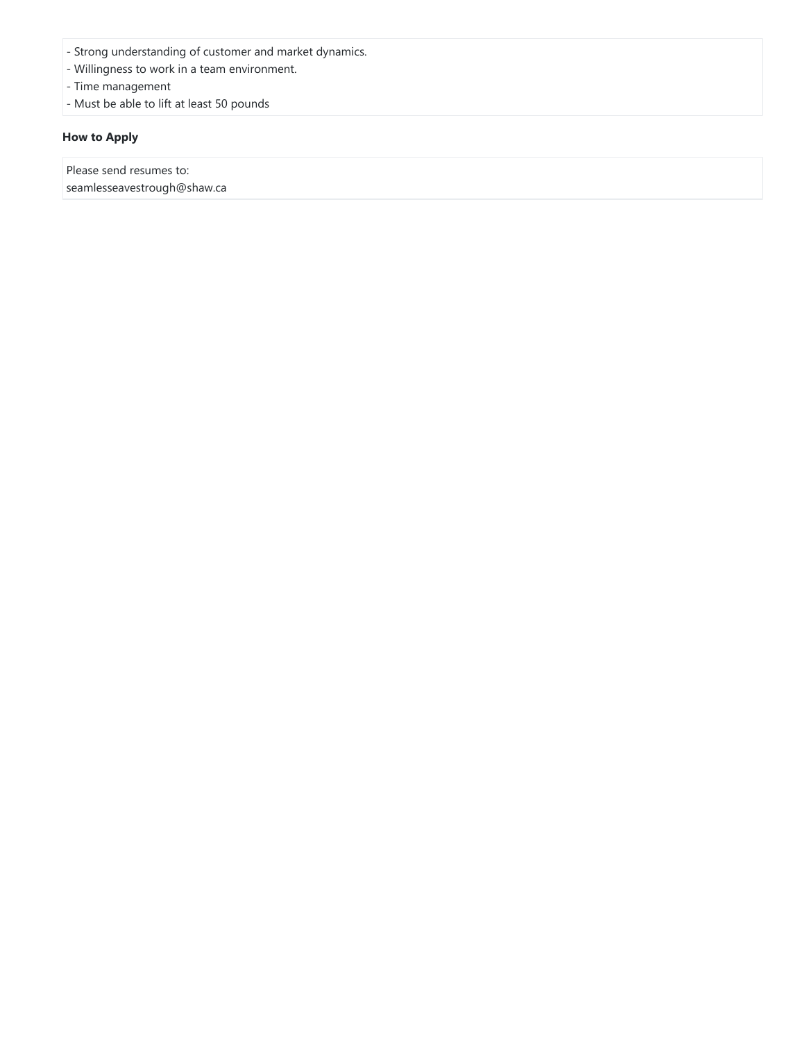- Strong understanding of customer and market dynamics.
- Willingness to work in a team environment.
- Time management
- Must be able to lift at least 50 pounds

**How to Apply**

Please send resumes to:
seamlesseavestrough@shaw.ca